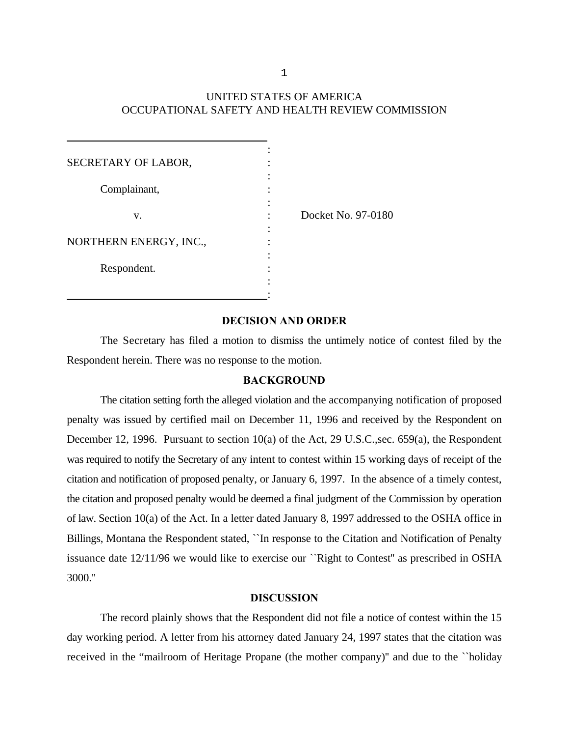UNITED STATES OF AMERICA
OCCUPATIONAL SAFETY AND HEALTH REVIEW COMMISSION

| | | |
|---|---|---|
| SECRETARY OF LABOR, | : | |
| Complainant, | : | |
| v. | : | Docket No. 97-0180 |
| NORTHERN ENERGY, INC., | : | |
| Respondent. | : | |

## DECISION AND ORDER

The Secretary has filed a motion to dismiss the untimely notice of contest filed by the Respondent herein. There was no response to the motion.

### BACKGROUND

The citation setting forth the alleged violation and the accompanying notification of proposed penalty was issued by certified mail on December 11, 1996 and received by the Respondent on December 12, 1996. Pursuant to section 10(a) of the Act, 29 U.S.C.,sec. 659(a), the Respondent was required to notify the Secretary of any intent to contest within 15 working days of receipt of the citation and notification of proposed penalty, or January 6, 1997. In the absence of a timely contest, the citation and proposed penalty would be deemed a final judgment of the Commission by operation of law. Section 10(a) of the Act. In a letter dated January 8, 1997 addressed to the OSHA office in Billings, Montana the Respondent stated, ``In response to the Citation and Notification of Penalty issuance date 12/11/96 we would like to exercise our ``Right to Contest'' as prescribed in OSHA 3000.''

### DISCUSSION

The record plainly shows that the Respondent did not file a notice of contest within the 15 day working period. A letter from his attorney dated January 24, 1997 states that the citation was received in the "mailroom of Heritage Propane (the mother company)'' and due to the ``holiday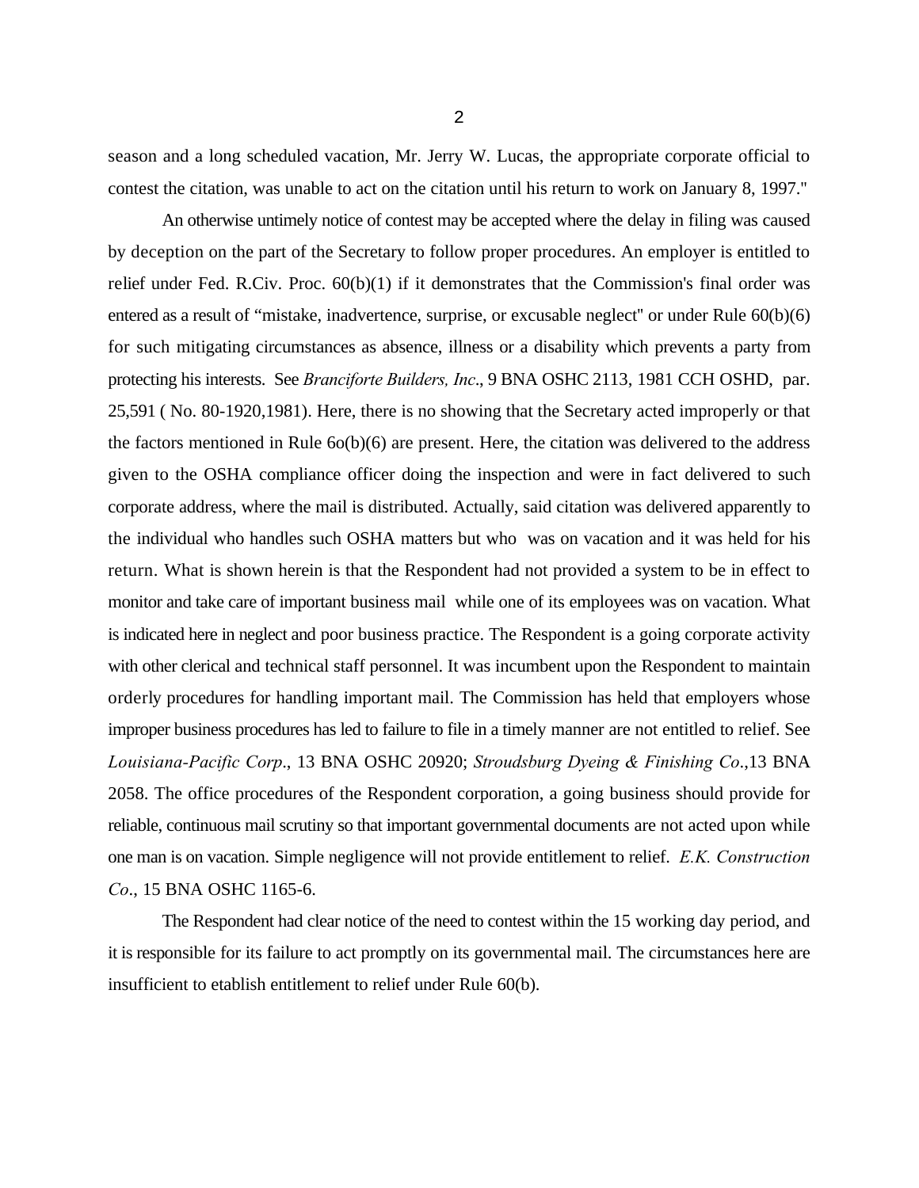season and a long scheduled vacation, Mr. Jerry W. Lucas, the appropriate corporate official to contest the citation, was unable to act on the citation until his return to work on January 8, 1997."

An otherwise untimely notice of contest may be accepted where the delay in filing was caused by deception on the part of the Secretary to follow proper procedures. An employer is entitled to relief under Fed. R.Civ. Proc. 60(b)(1) if it demonstrates that the Commission's final order was entered as a result of "mistake, inadvertence, surprise, or excusable neglect" or under Rule 60(b)(6) for such mitigating circumstances as absence, illness or a disability which prevents a party from protecting his interests. See *Branciforte Builders, Inc*., 9 BNA OSHC 2113, 1981 CCH OSHD, par. 25,591 ( No. 80-1920,1981). Here, there is no showing that the Secretary acted improperly or that the factors mentioned in Rule 6o(b)(6) are present. Here, the citation was delivered to the address given to the OSHA compliance officer doing the inspection and were in fact delivered to such corporate address, where the mail is distributed. Actually, said citation was delivered apparently to the individual who handles such OSHA matters but who was on vacation and it was held for his return. What is shown herein is that the Respondent had not provided a system to be in effect to monitor and take care of important business mail while one of its employees was on vacation. What is indicated here in neglect and poor business practice. The Respondent is a going corporate activity with other clerical and technical staff personnel. It was incumbent upon the Respondent to maintain orderly procedures for handling important mail. The Commission has held that employers whose improper business procedures has led to failure to file in a timely manner are not entitled to relief. See *Louisiana-Pacific Corp*., 13 BNA OSHC 20920; *Stroudsburg Dyeing & Finishing Co*.,13 BNA 2058. The office procedures of the Respondent corporation, a going business should provide for reliable, continuous mail scrutiny so that important governmental documents are not acted upon while one man is on vacation. Simple negligence will not provide entitlement to relief. *E.K. Construction Co*., 15 BNA OSHC 1165-6.

The Respondent had clear notice of the need to contest within the 15 working day period, and it is responsible for its failure to act promptly on its governmental mail. The circumstances here are insufficient to etablish entitlement to relief under Rule 60(b).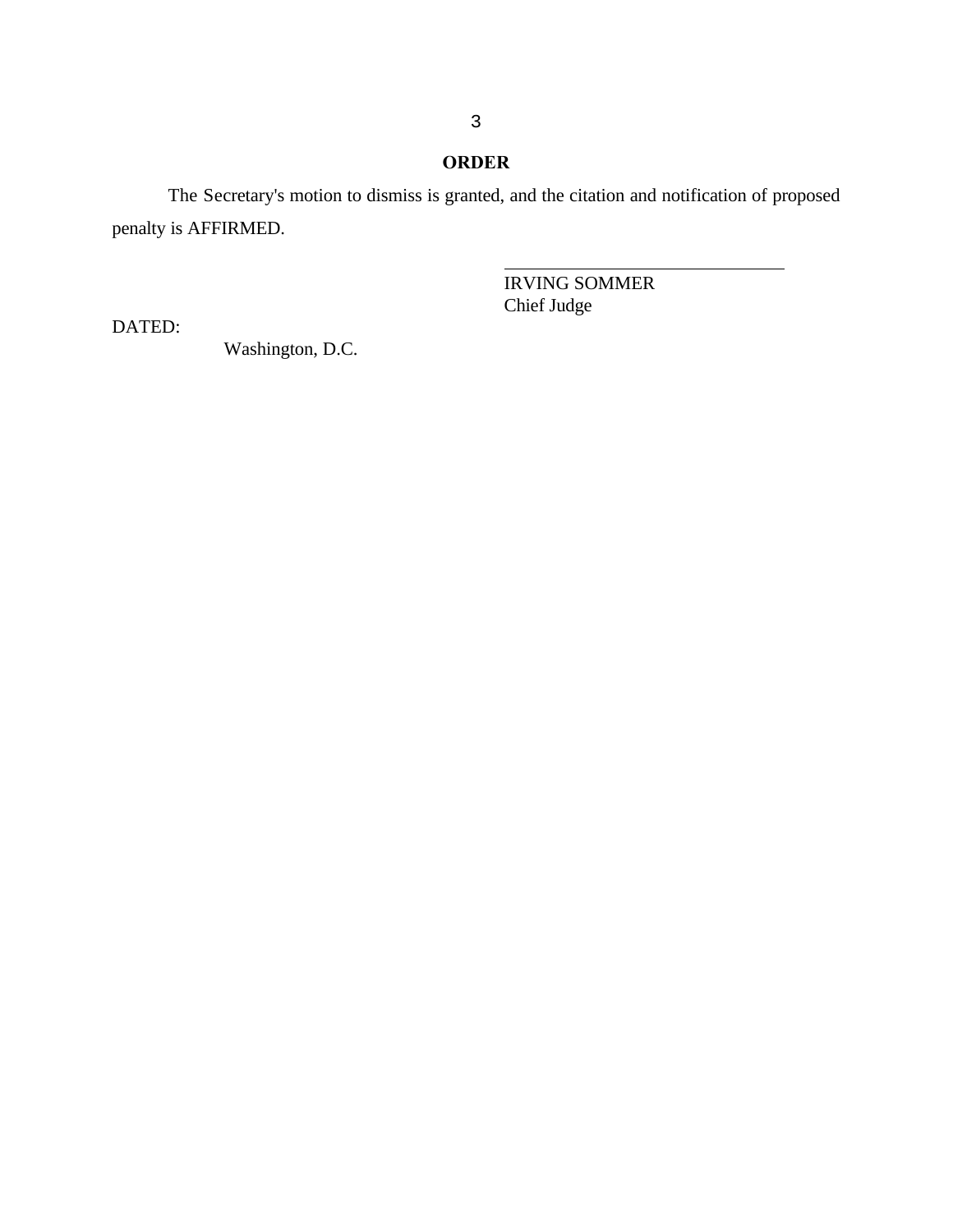## ORDER

The Secretary's motion to dismiss is granted, and the citation and notification of proposed penalty is AFFIRMED.

IRVING SOMMER
Chief Judge

DATED:
Washington, D.C.